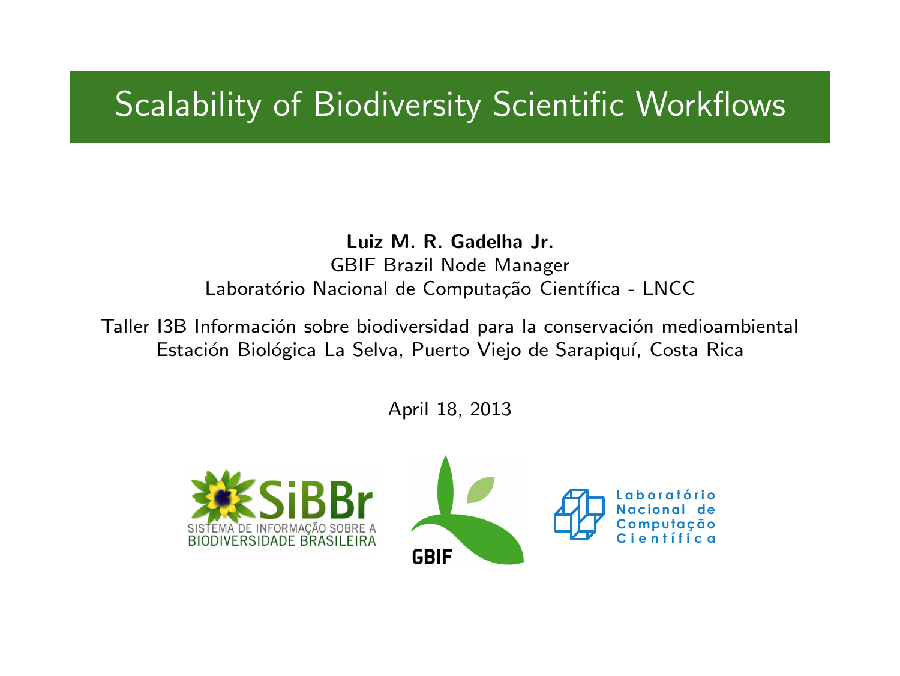# Scalability of Biodiversity Scientific Workflows

**Luiz M. R. Gadelha Jr.**
GBIF Brazil Node Manager
Laboratório Nacional de Computação Científica - LNCC

Taller I3B Información sobre biodiversidad para la conservación medioambiental
Estación Biológica La Selva, Puerto Viejo de Sarapiquí, Costa Rica

April 18, 2013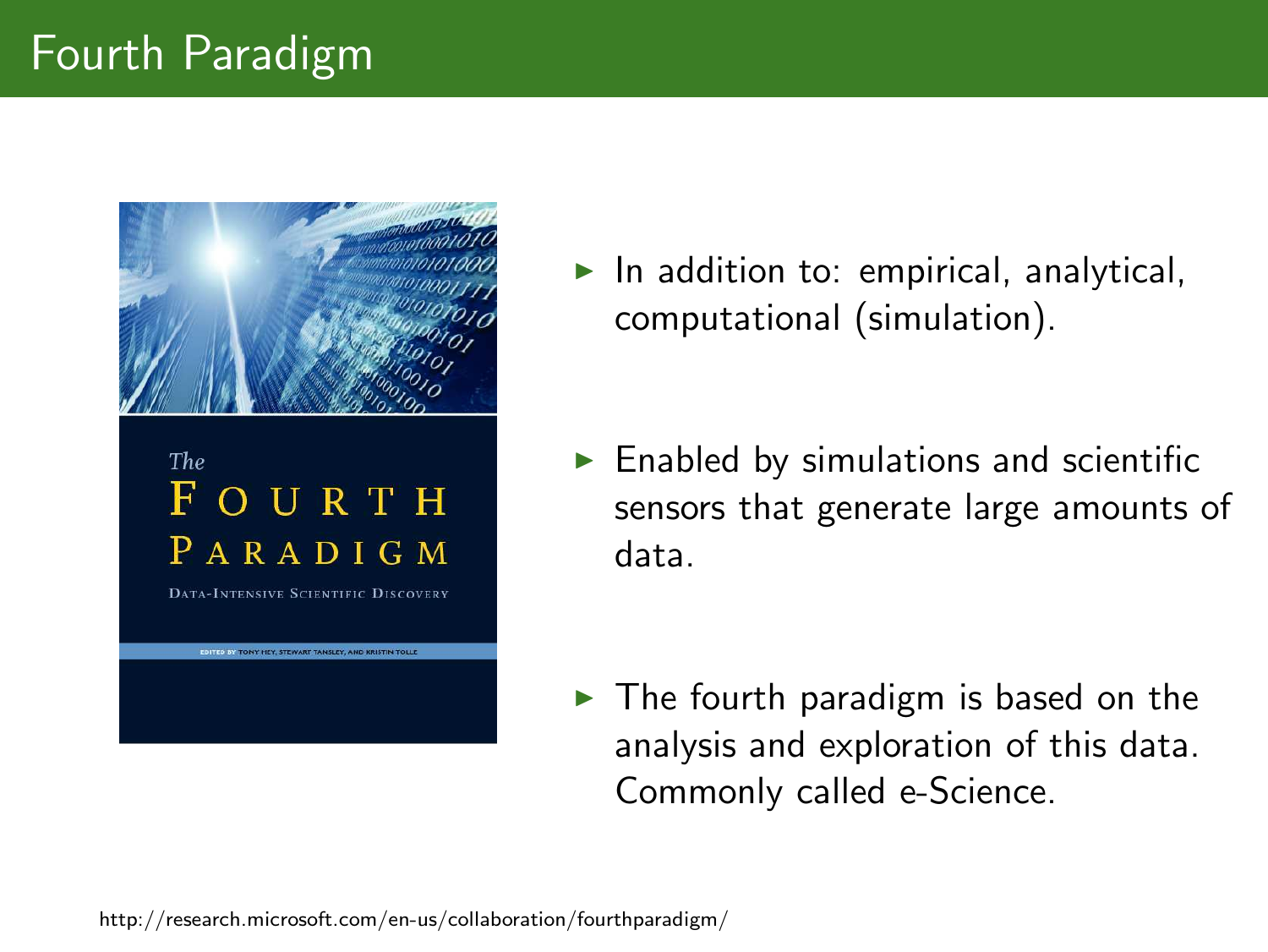# Fourth Paradigm

- In addition to: empirical, analytical, computational (simulation).
- Enabled by simulations and scientific sensors that generate large amounts of data.
- The fourth paradigm is based on the analysis and exploration of this data. Commonly called e-Science.

http://research.microsoft.com/en-us/collaboration/fourthparadigm/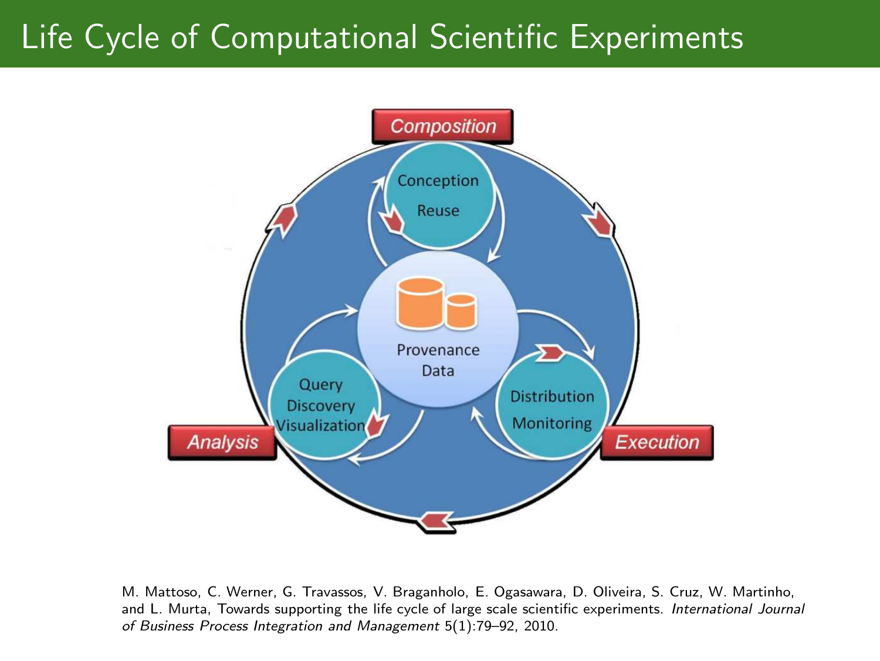# Life Cycle of Computational Scientific Experiments

Composition

Conception

Reuse

Provenance Data

Query
Discovery
Visualization

Distribution
Monitoring

Analysis

Execution

M. Mattoso, C. Werner, G. Travassos, V. Braganholo, E. Ogasawara, D. Oliveira, S. Cruz, W. Martinho, and L. Murta, Towards supporting the life cycle of large scale scientific experiments. *International Journal of Business Process Integration and Management* 5(1):79–92, 2010.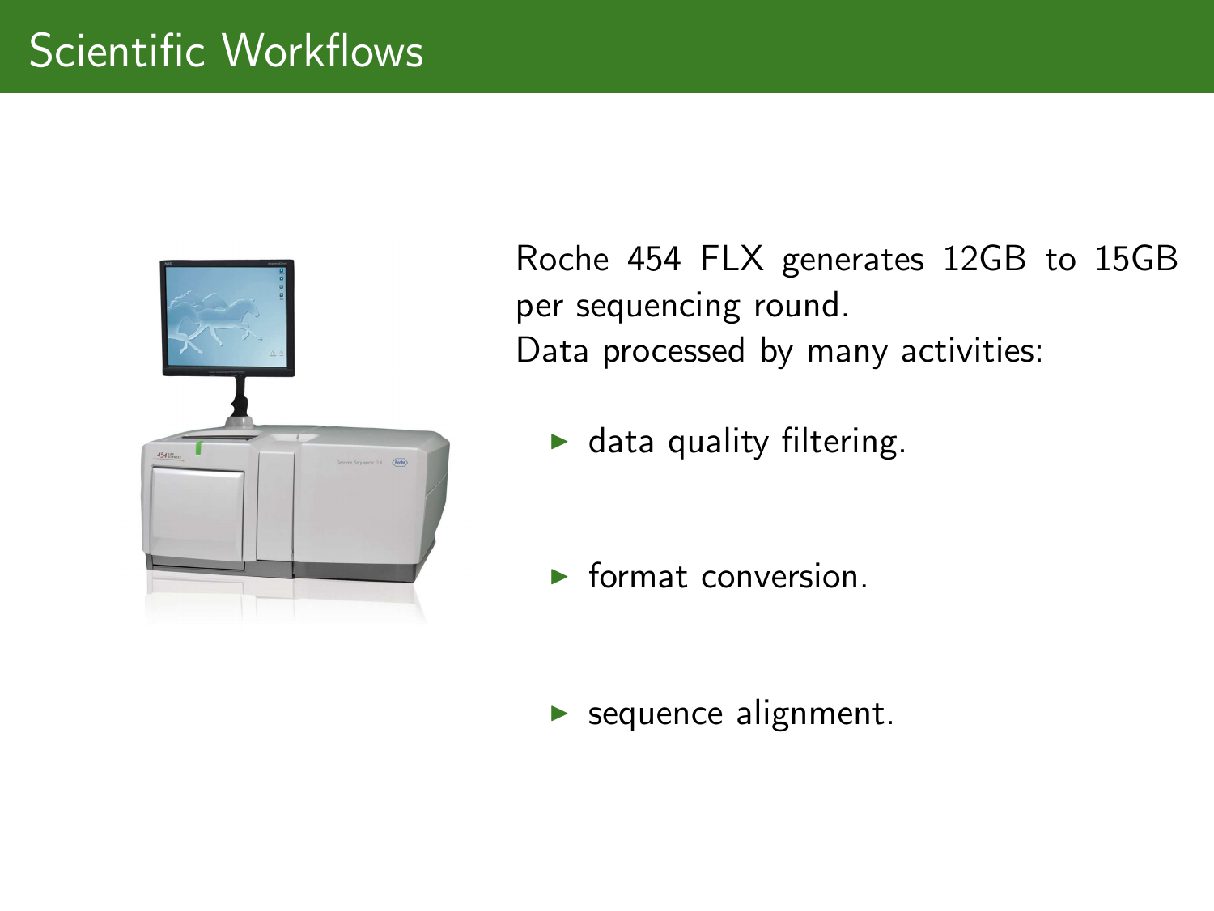# Scientific Workflows

Roche 454 FLX generates 12GB to 15GB per sequencing round.
Data processed by many activities:

- data quality filtering.
- format conversion.
- sequence alignment.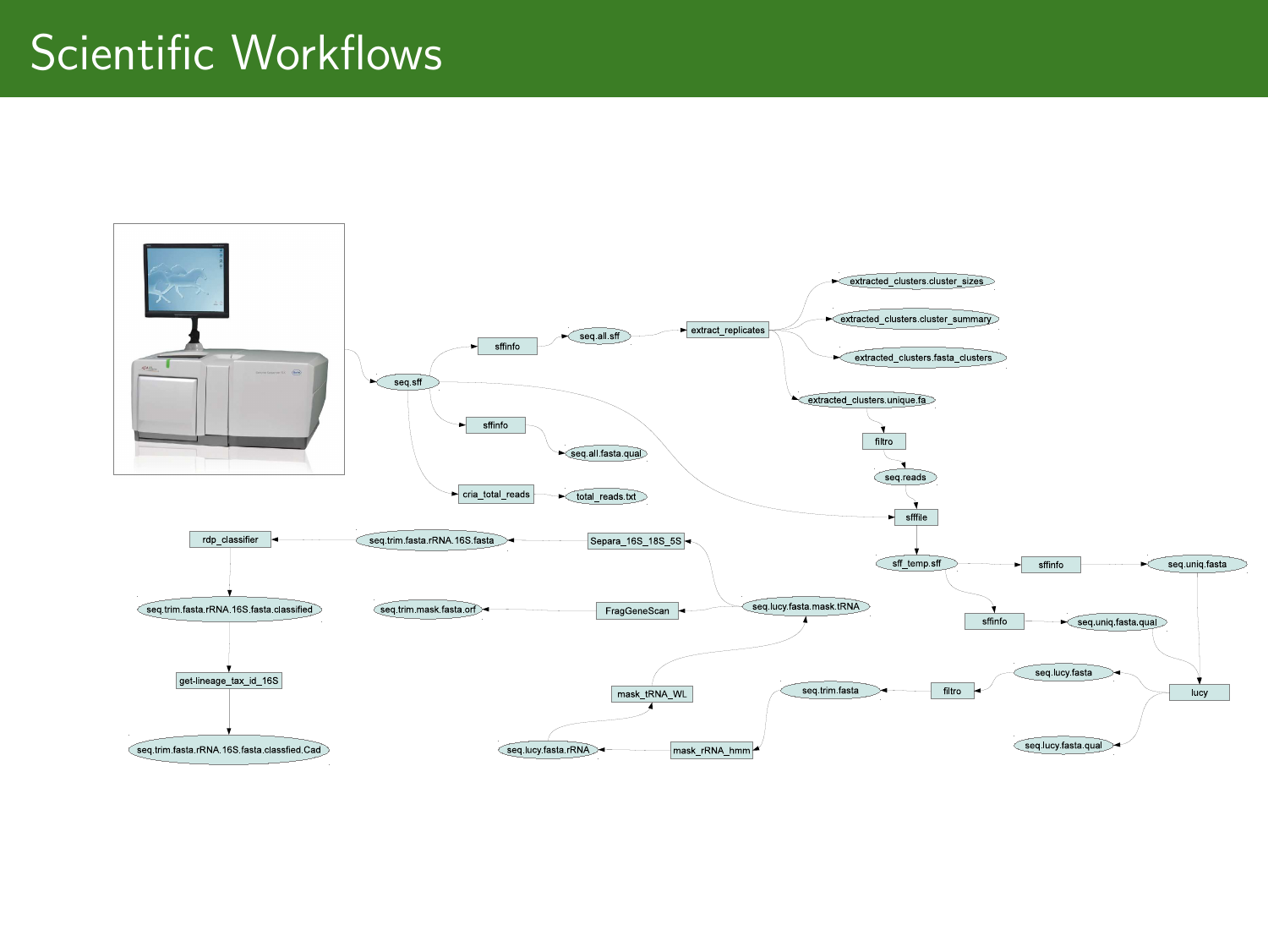# Scientific Workflows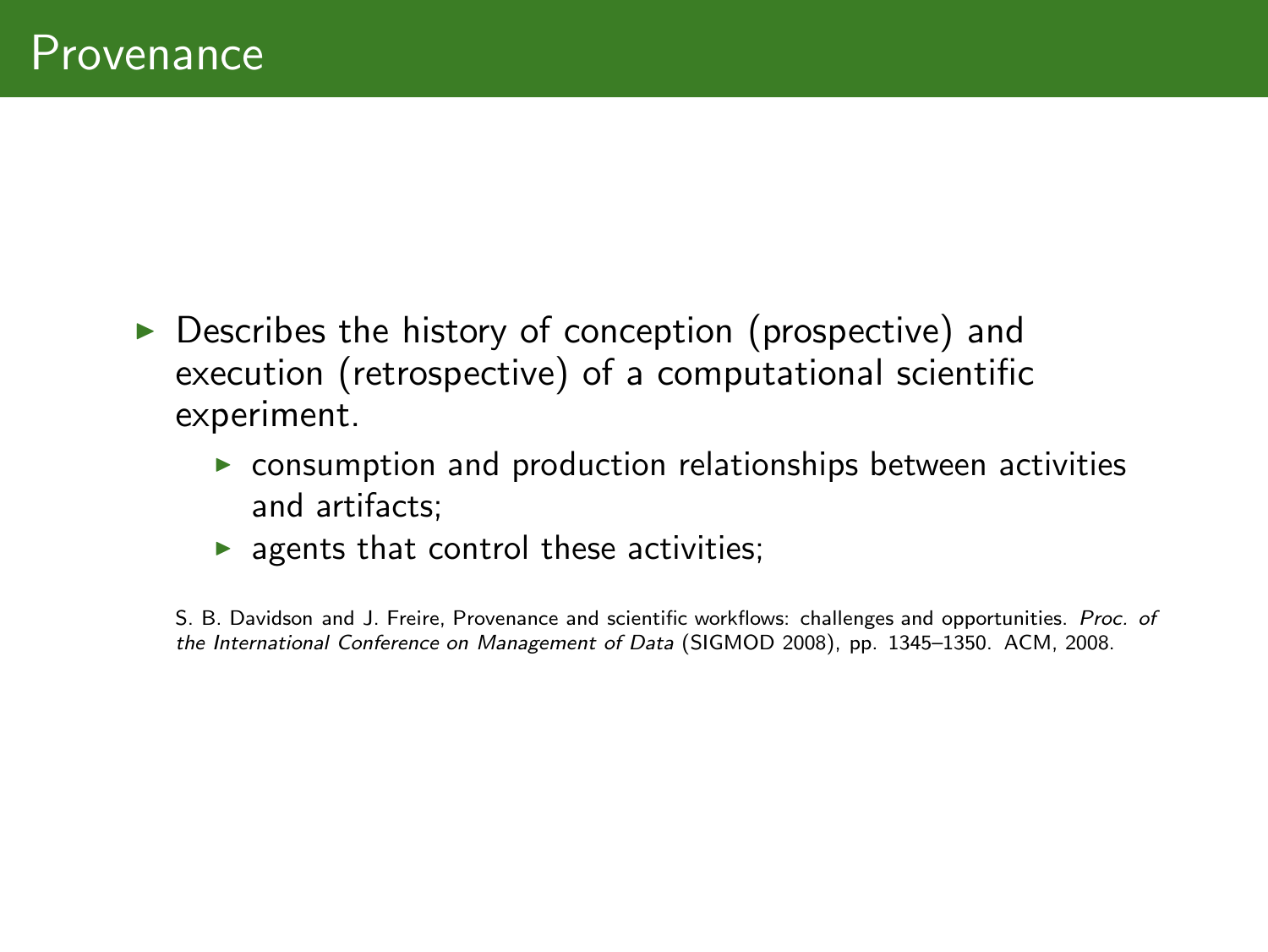# Provenance

- Describes the history of conception (prospective) and execution (retrospective) of a computational scientific experiment.
  - consumption and production relationships between activities and artifacts;
  - agents that control these activities;

S. B. Davidson and J. Freire, Provenance and scientific workflows: challenges and opportunities. *Proc. of the International Conference on Management of Data* (SIGMOD 2008), pp. 1345–1350. ACM, 2008.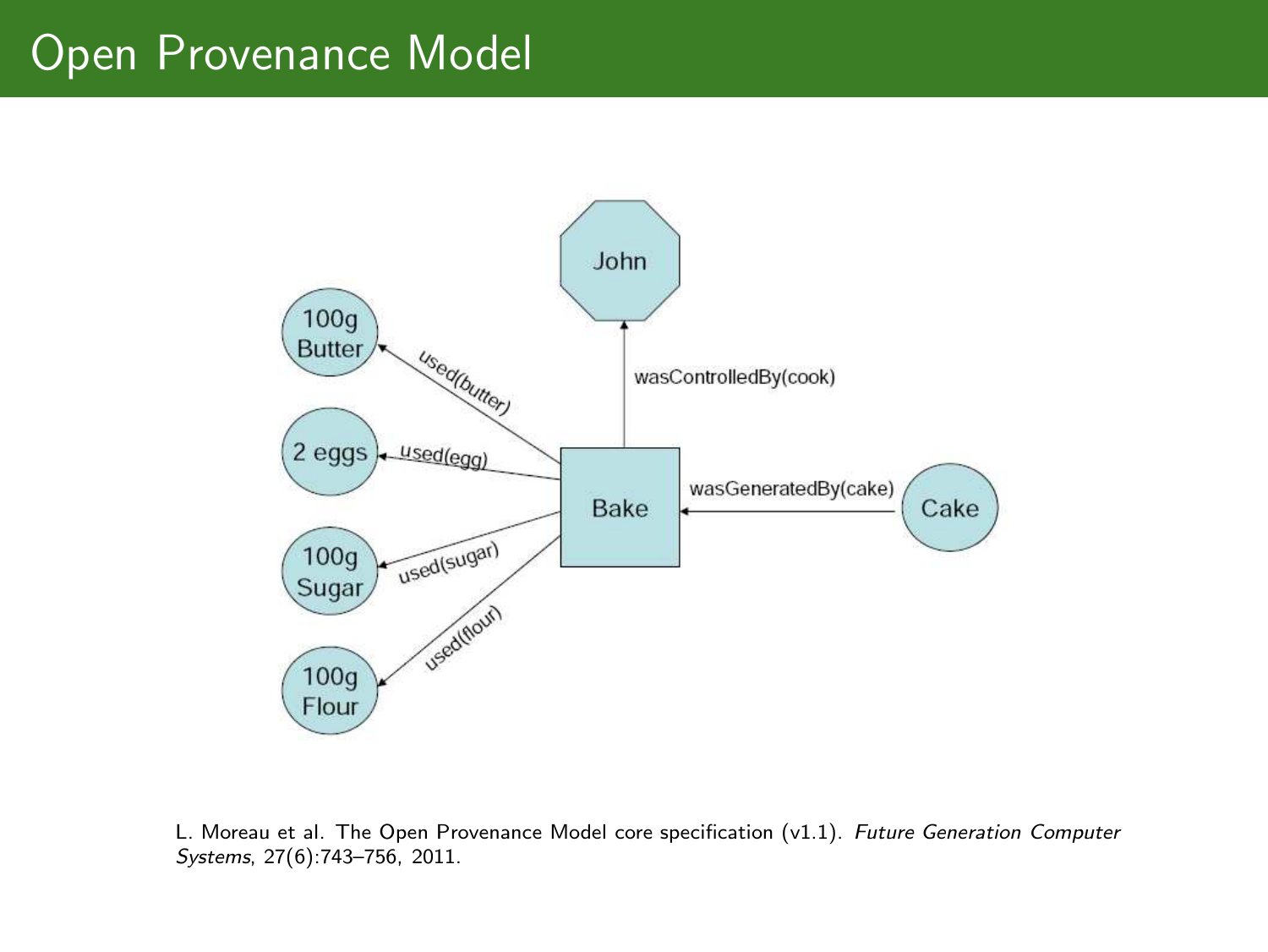# Open Provenance Model

John

100g Butter

2 eggs

100g Sugar

100g Flour

Bake

Cake

used(butter)

used(egg)

used(sugar)

used(flour)

wasControlledBy(cook)

wasGeneratedBy(cake)

L. Moreau et al. The Open Provenance Model core specification (v1.1). *Future Generation Computer Systems*, 27(6):743–756, 2011.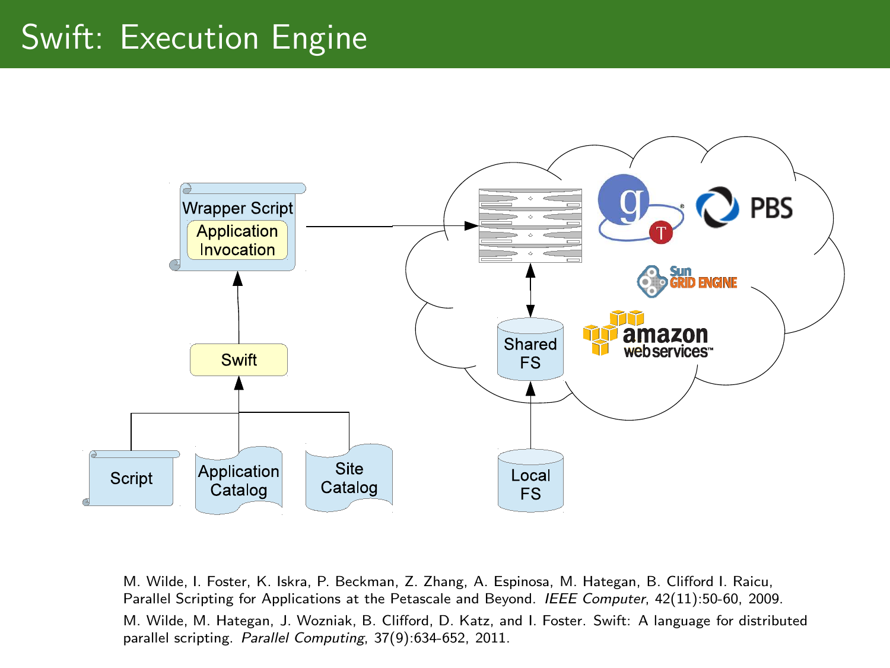# Swift: Execution Engine

Wrapper Script

Application Invocation

Swift

Script

Application Catalog

Site Catalog

Shared FS

Local FS

PBS

Sun GRID ENGINE

amazon webservices

M. Wilde, I. Foster, K. Iskra, P. Beckman, Z. Zhang, A. Espinosa, M. Hategan, B. Clifford I. Raicu, Parallel Scripting for Applications at the Petascale and Beyond. *IEEE Computer*, 42(11):50-60, 2009.

M. Wilde, M. Hategan, J. Wozniak, B. Clifford, D. Katz, and I. Foster. Swift: A language for distributed parallel scripting. *Parallel Computing*, 37(9):634-652, 2011.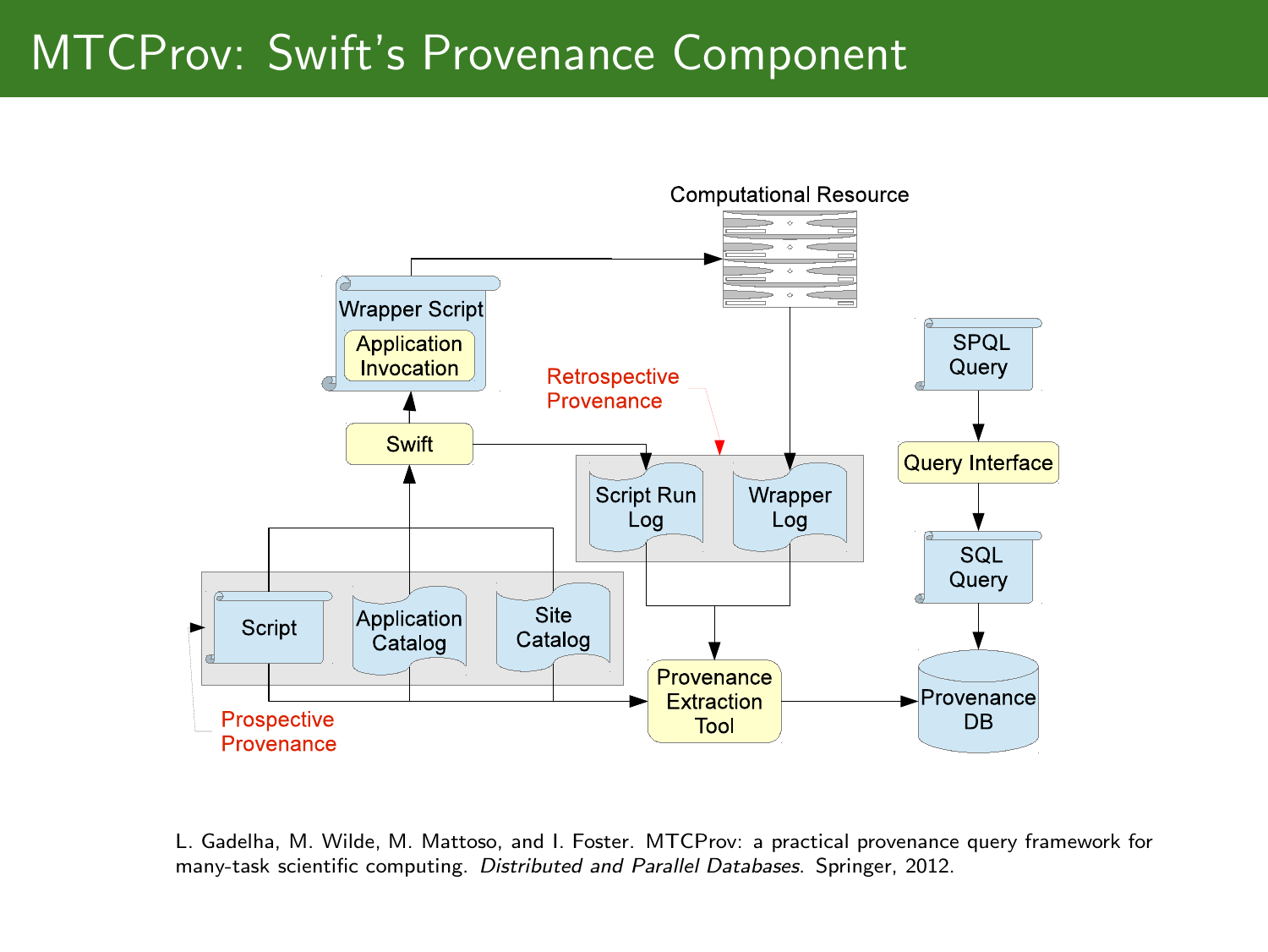# MTCProv: Swift's Provenance Component

Computational Resource

Wrapper Script

Application Invocation

Swift

Retrospective Provenance

Script Run Log

Wrapper Log

SPQL Query

Query Interface

SQL Query

Script

Application Catalog

Site Catalog

Provenance Extraction Tool

Provenance DB

Prospective Provenance

L. Gadelha, M. Wilde, M. Mattoso, and I. Foster. MTCProv: a practical provenance query framework for many-task scientific computing. *Distributed and Parallel Databases*. Springer, 2012.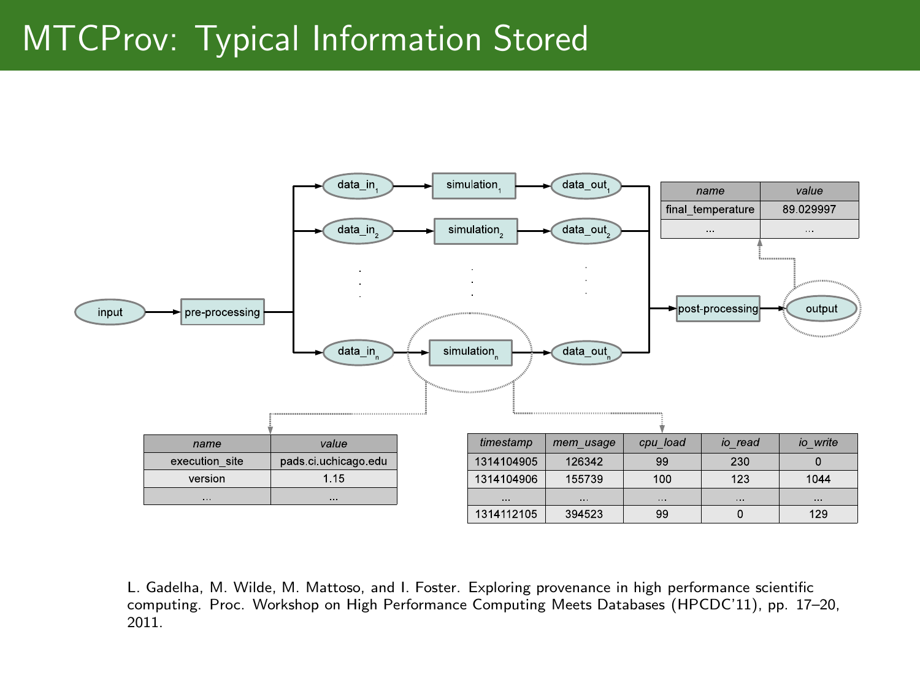# MTCProv: Typical Information Stored

input → pre-processing → data_in$_1$ → simulation$_1$ → data_out$_1$ ; data_in$_2$ → simulation$_2$ → data_out$_2$ ; ... ; data_in$_n$ → simulation$_n$ → data_out$_n$ → post-processing → output

| name | value |
|---|---|
| final_temperature | 89.029997 |
| ... | ... |

| name | value |
|---|---|
| execution_site | pads.ci.uchicago.edu |
| version | 1.15 |
| ... | ... |

| timestamp | mem_usage | cpu_load | io_read | io_write |
|---|---|---|---|---|
| 1314104905 | 126342 | 99 | 230 | 0 |
| 1314104906 | 155739 | 100 | 123 | 1044 |
| ... | ... | ... | ... | ... |
| 1314112105 | 394523 | 99 | 0 | 129 |

L. Gadelha, M. Wilde, M. Mattoso, and I. Foster. Exploring provenance in high performance scientific computing. Proc. Workshop on High Performance Computing Meets Databases (HPCDC'11), pp. 17–20, 2011.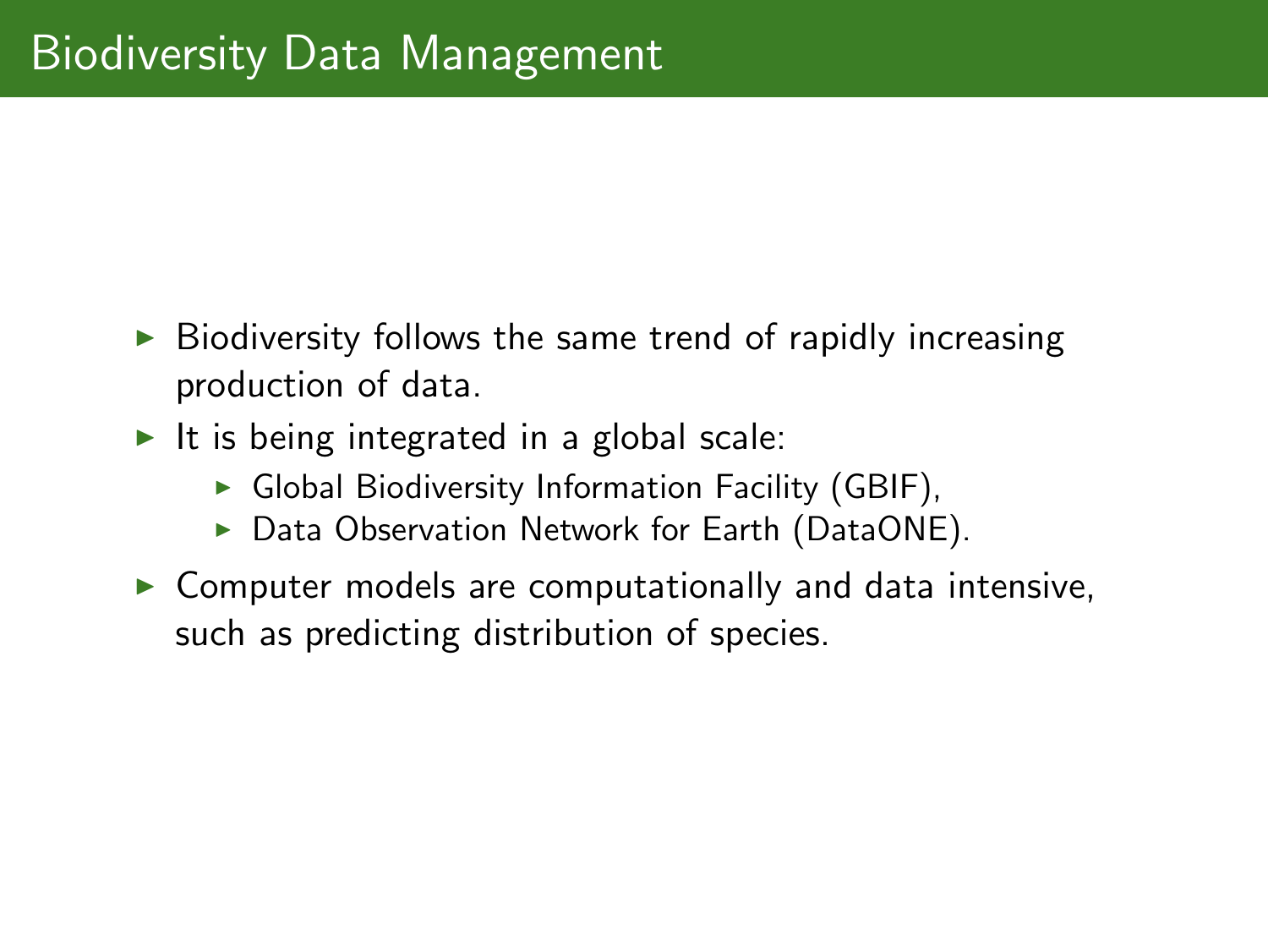# Biodiversity Data Management

- Biodiversity follows the same trend of rapidly increasing production of data.
- It is being integrated in a global scale:
  - Global Biodiversity Information Facility (GBIF),
  - Data Observation Network for Earth (DataONE).
- Computer models are computationally and data intensive, such as predicting distribution of species.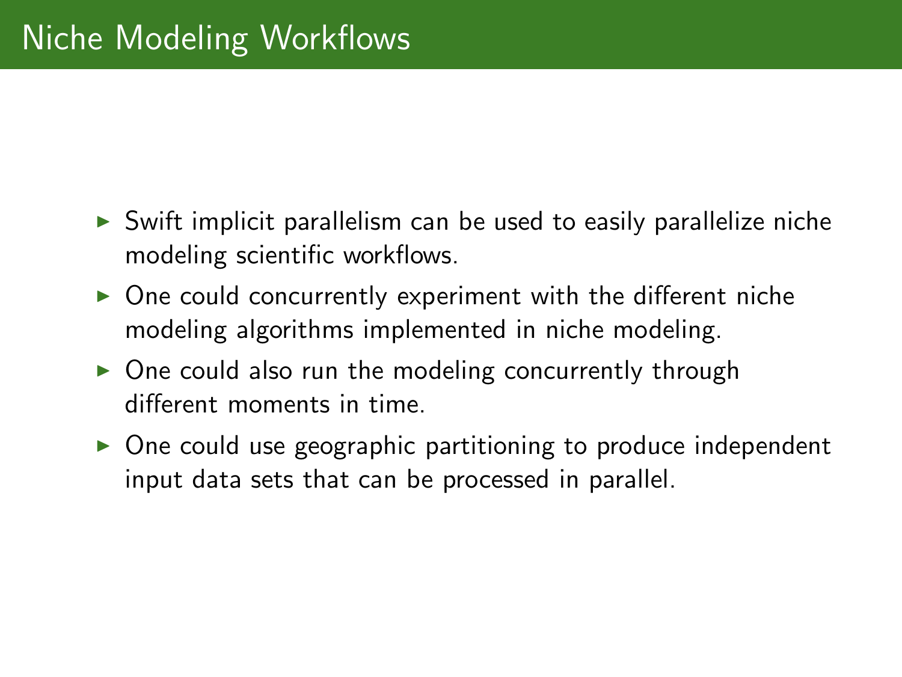# Niche Modeling Workflows

- Swift implicit parallelism can be used to easily parallelize niche modeling scientific workflows.
- One could concurrently experiment with the different niche modeling algorithms implemented in niche modeling.
- One could also run the modeling concurrently through different moments in time.
- One could use geographic partitioning to produce independent input data sets that can be processed in parallel.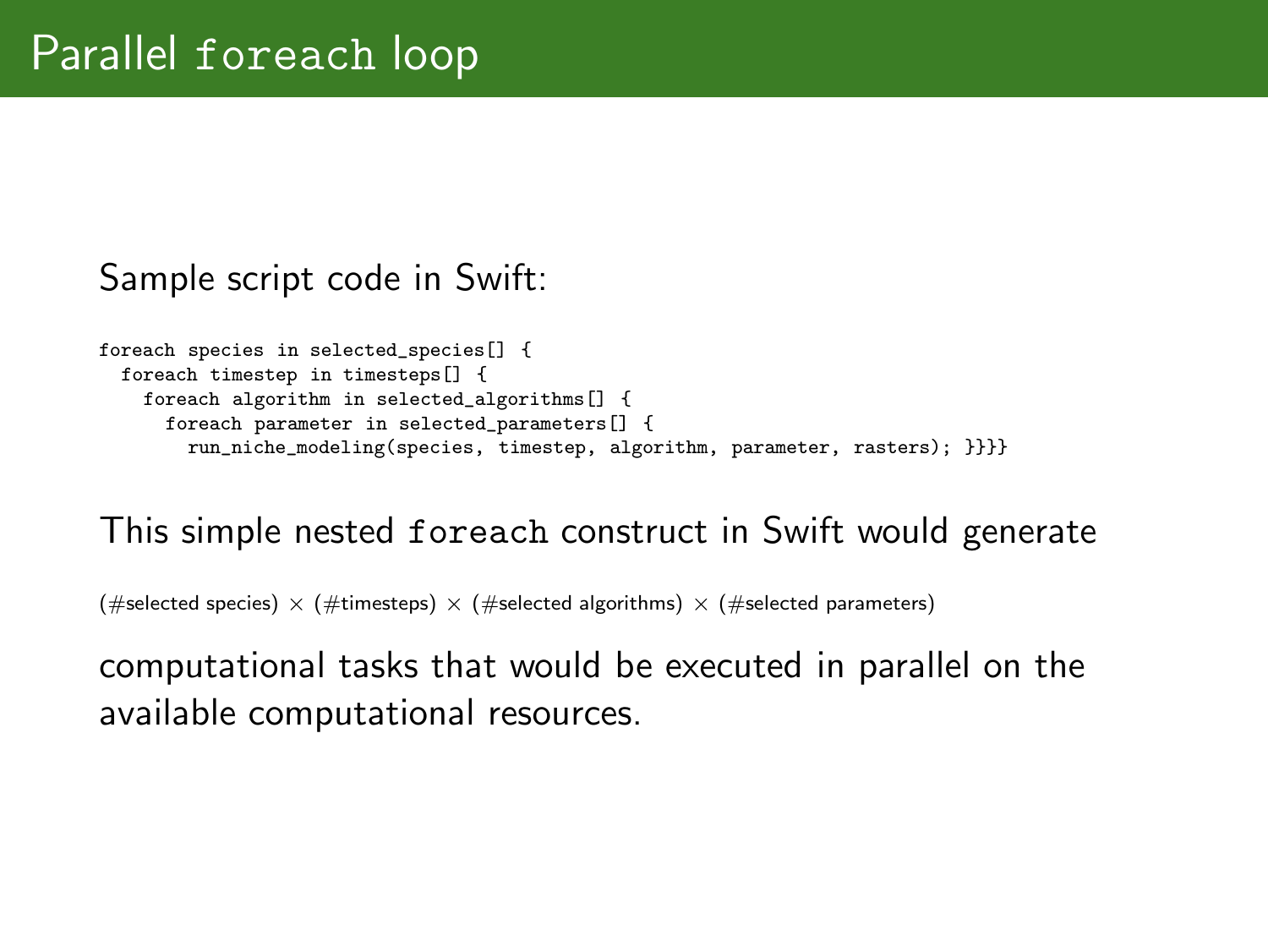# Parallel `foreach` loop

Sample script code in Swift:

```
foreach species in selected_species[] {
  foreach timestep in timesteps[] {
    foreach algorithm in selected_algorithms[] {
      foreach parameter in selected_parameters[] {
        run_niche_modeling(species, timestep, algorithm, parameter, rasters); }}}}
```

This simple nested `foreach` construct in Swift would generate

(#selected species) $\times$ (#timesteps) $\times$ (#selected algorithms) $\times$ (#selected parameters)

computational tasks that would be executed in parallel on the available computational resources.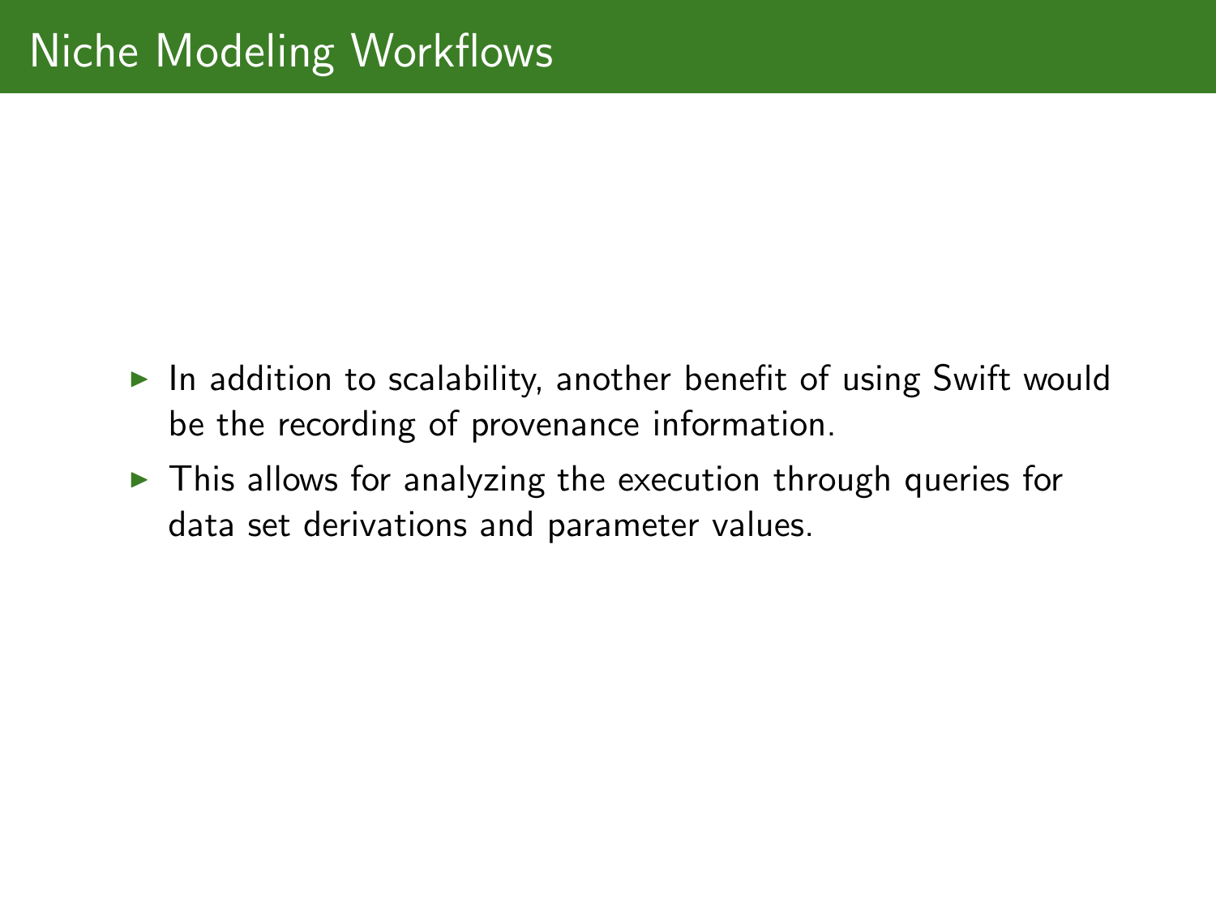# Niche Modeling Workflows

- In addition to scalability, another benefit of using Swift would be the recording of provenance information.
- This allows for analyzing the execution through queries for data set derivations and parameter values.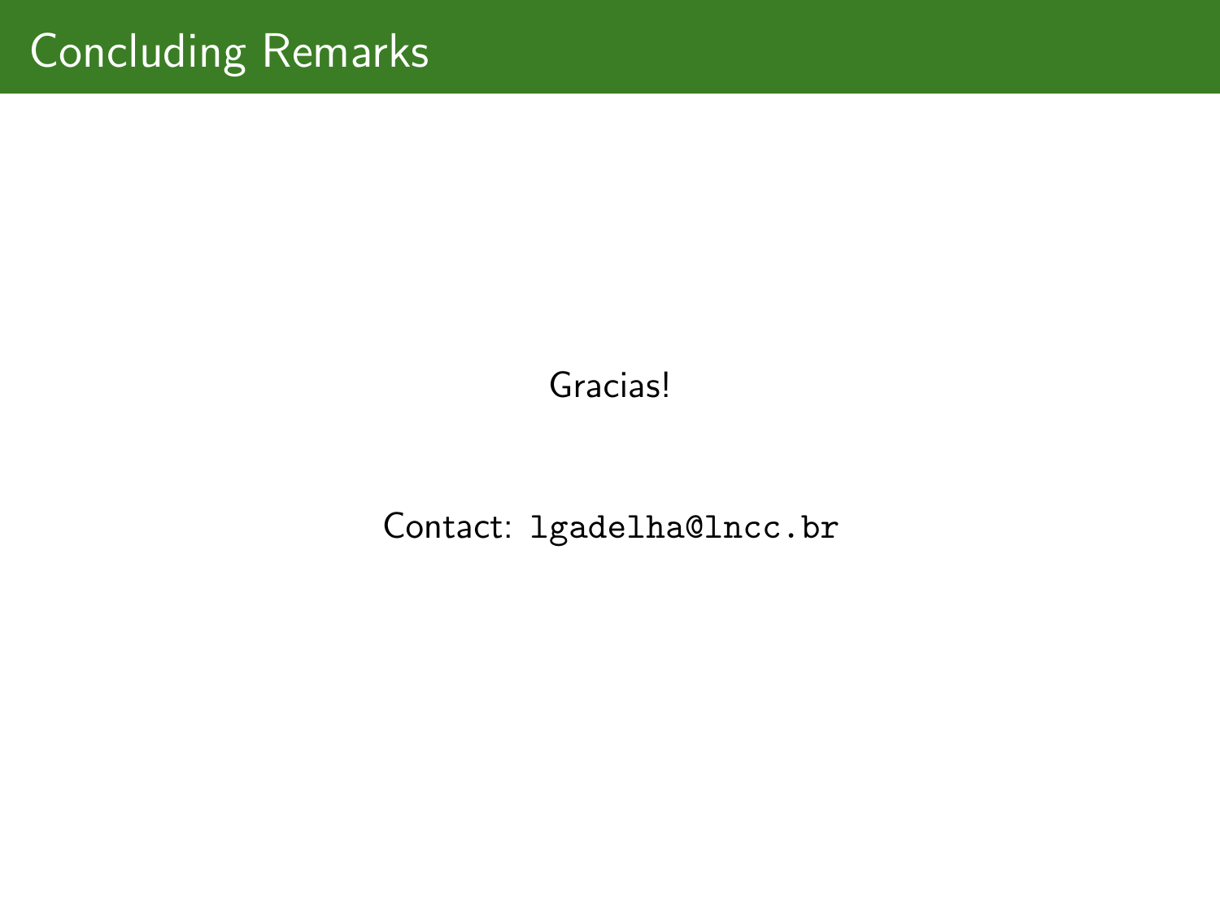# Concluding Remarks

Gracias!

Contact: `lgadelha@lncc.br`